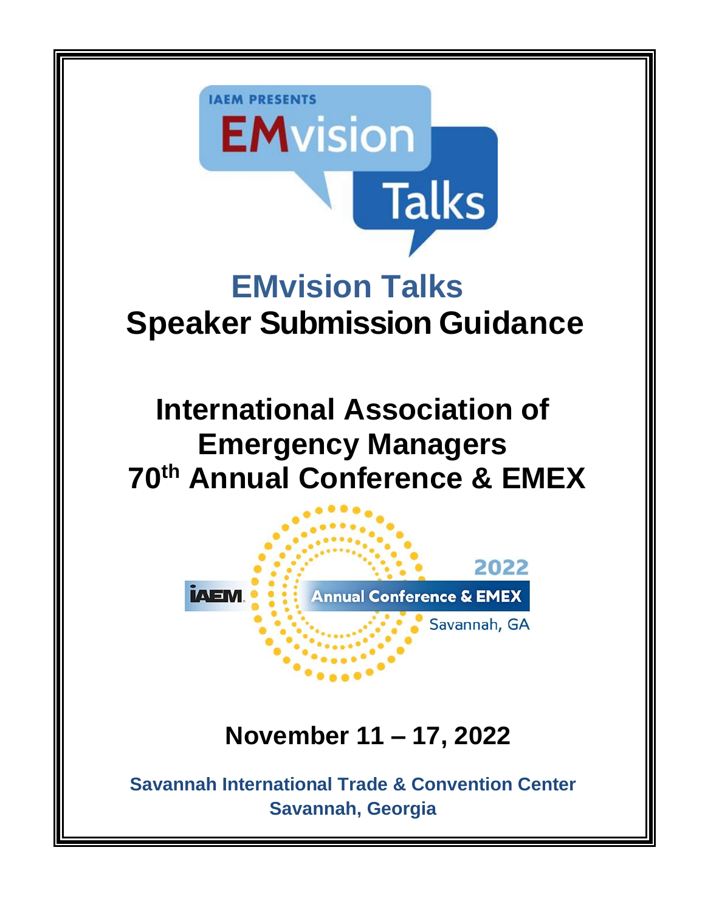IAEM PRESENTS EMvision Talks

# EMvision Talks

# Speaker Submission Guidance

# International Association of Emergency Managers 70th Annual Conference & EMEX

IAEM 2022 Annual Conference & EMEX Savannah, GA

## November 11 – 17, 2022

**Savannah International Trade & Convention Center**
**Savannah, Georgia**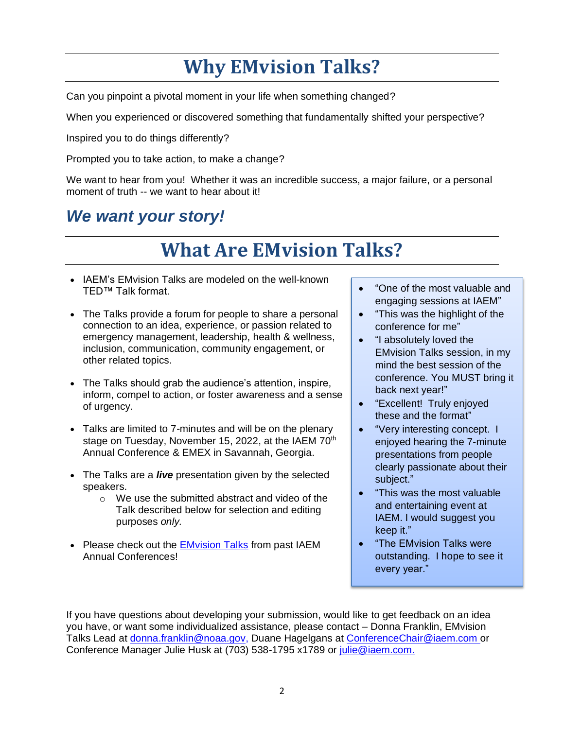# Why EMvision Talks?

Can you pinpoint a pivotal moment in your life when something changed?

When you experienced or discovered something that fundamentally shifted your perspective?

Inspired you to do things differently?

Prompted you to take action, to make a change?

We want to hear from you! Whether it was an incredible success, a major failure, or a personal moment of truth -- we want to hear about it!

## *We want your story!*

# What Are EMvision Talks?

- IAEM's EMvision Talks are modeled on the well-known TED™ Talk format.
- The Talks provide a forum for people to share a personal connection to an idea, experience, or passion related to emergency management, leadership, health & wellness, inclusion, communication, community engagement, or other related topics.
- The Talks should grab the audience's attention, inspire, inform, compel to action, or foster awareness and a sense of urgency.
- Talks are limited to 7-minutes and will be on the plenary stage on Tuesday, November 15, 2022, at the IAEM 70th Annual Conference & EMEX in Savannah, Georgia.
- The Talks are a ***live*** presentation given by the selected speakers.
  - We use the submitted abstract and video of the Talk described below for selection and editing purposes *only.*
- Please check out the [EMvision Talks]() from past IAEM Annual Conferences!

- "One of the most valuable and engaging sessions at IAEM"
- "This was the highlight of the conference for me"
- "I absolutely loved the EMvision Talks session, in my mind the best session of the conference. You MUST bring it back next year!"
- "Excellent! Truly enjoyed these and the format"
- "Very interesting concept. I enjoyed hearing the 7-minute presentations from people clearly passionate about their subject."
- "This was the most valuable and entertaining event at IAEM. I would suggest you keep it."
- "The EMvision Talks were outstanding. I hope to see it every year."

If you have questions about developing your submission, would like to get feedback on an idea you have, or want some individualized assistance, please contact – Donna Franklin, EMvision Talks Lead at donna.franklin@noaa.gov, Duane Hagelgans at ConferenceChair@iaem.com or Conference Manager Julie Husk at (703) 538-1795 x1789 or julie@iaem.com.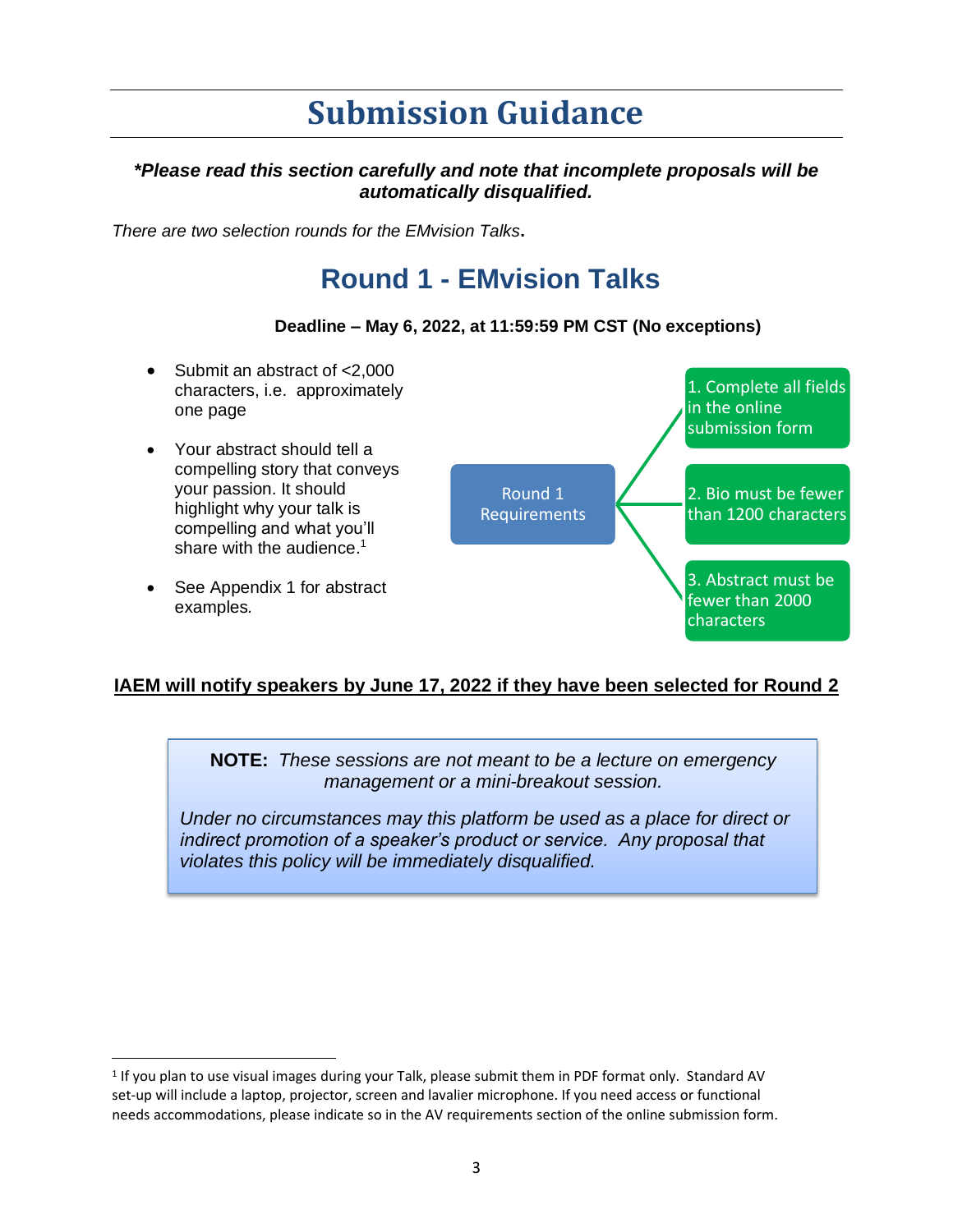# Submission Guidance

***\*Please read this section carefully and note that incomplete proposals will be automatically disqualified.***

*There are two selection rounds for the EMvision Talks***.**

## Round 1 - EMvision Talks

**Deadline – May 6, 2022, at 11:59:59 PM CST (No exceptions)**

- Submit an abstract of <2,000 characters, i.e. approximately one page
- Your abstract should tell a compelling story that conveys your passion. It should highlight why your talk is compelling and what you'll share with the audience.[1]
- See Appendix 1 for abstract examples.

Round 1 Requirements

1. Complete all fields in the online submission form
2. Bio must be fewer than 1200 characters
3. Abstract must be fewer than 2000 characters

**<u>IAEM will notify speakers by June 17, 2022 if they have been selected for Round 2</u>**

> **NOTE:** *These sessions are not meant to be a lecture on emergency management or a mini-breakout session.*
>
> *Under no circumstances may this platform be used as a place for direct or indirect promotion of a speaker's product or service. Any proposal that violates this policy will be immediately disqualified.*

---

[1] If you plan to use visual images during your Talk, please submit them in PDF format only. Standard AV set-up will include a laptop, projector, screen and lavalier microphone. If you need access or functional needs accommodations, please indicate so in the AV requirements section of the online submission form.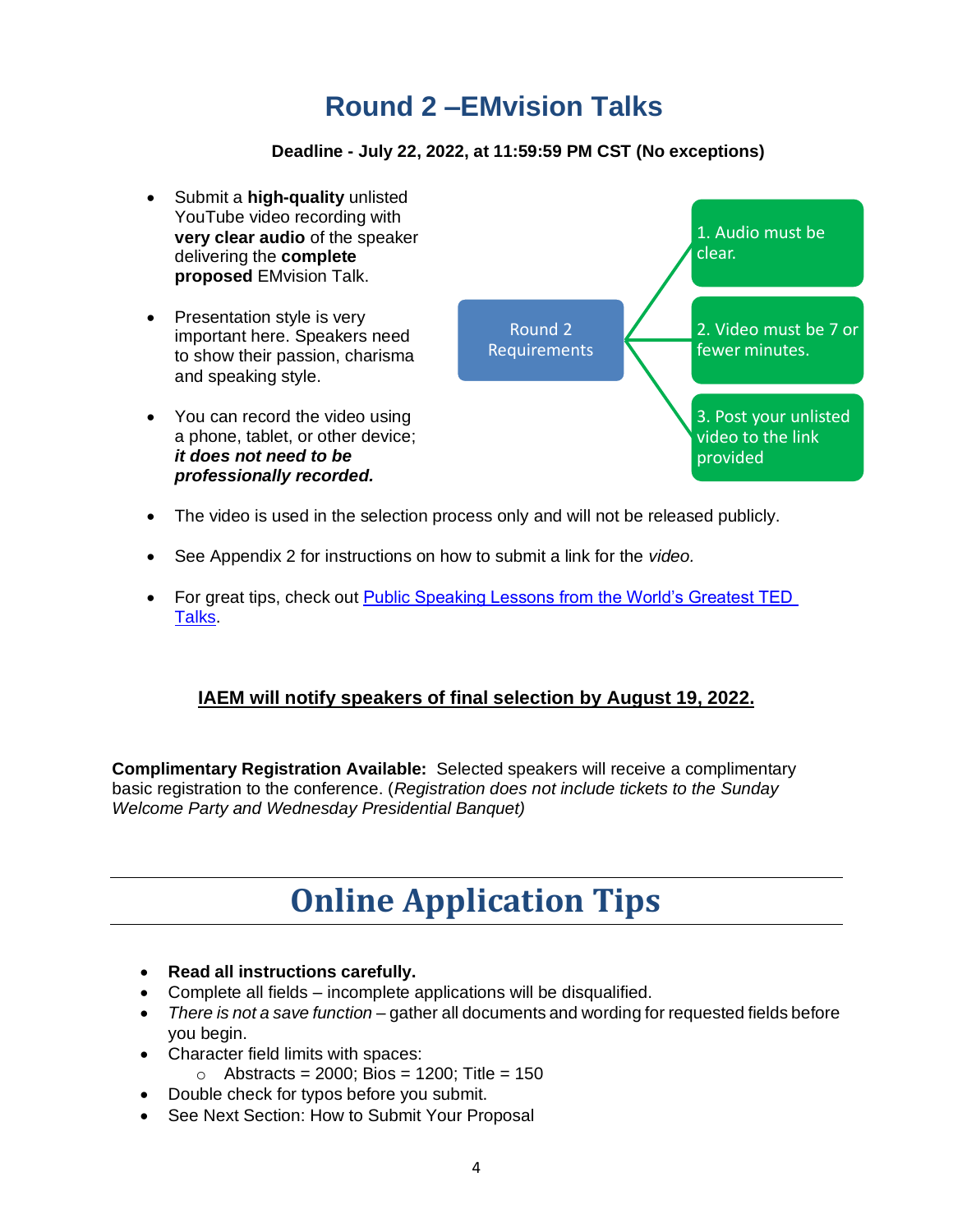# Round 2 –EMvision Talks

**Deadline - July 22, 2022, at 11:59:59 PM CST (No exceptions)**

- Submit a **high-quality** unlisted YouTube video recording with **very clear audio** of the speaker delivering the **complete proposed** EMvision Talk.
- Presentation style is very important here. Speakers need to show their passion, charisma and speaking style.
- You can record the video using a phone, tablet, or other device; ***it does not need to be professionally recorded.***

Round 2 Requirements

1. Audio must be clear.
2. Video must be 7 or fewer minutes.
3. Post your unlisted video to the link provided

- The video is used in the selection process only and will not be released publicly.
- See Appendix 2 for instructions on how to submit a link for the *video.*
- For great tips, check out Public Speaking Lessons from the World's Greatest TED Talks.

**IAEM will notify speakers of final selection by August 19, 2022.**

**Complimentary Registration Available:** Selected speakers will receive a complimentary basic registration to the conference. (*Registration does not include tickets to the Sunday Welcome Party and Wednesday Presidential Banquet)*

# Online Application Tips

- **Read all instructions carefully.**
- Complete all fields – incomplete applications will be disqualified.
- *There is not a save function* – gather all documents and wording for requested fields before you begin.
- Character field limits with spaces:
  - Abstracts = 2000; Bios = 1200; Title = 150
- Double check for typos before you submit.
- See Next Section: How to Submit Your Proposal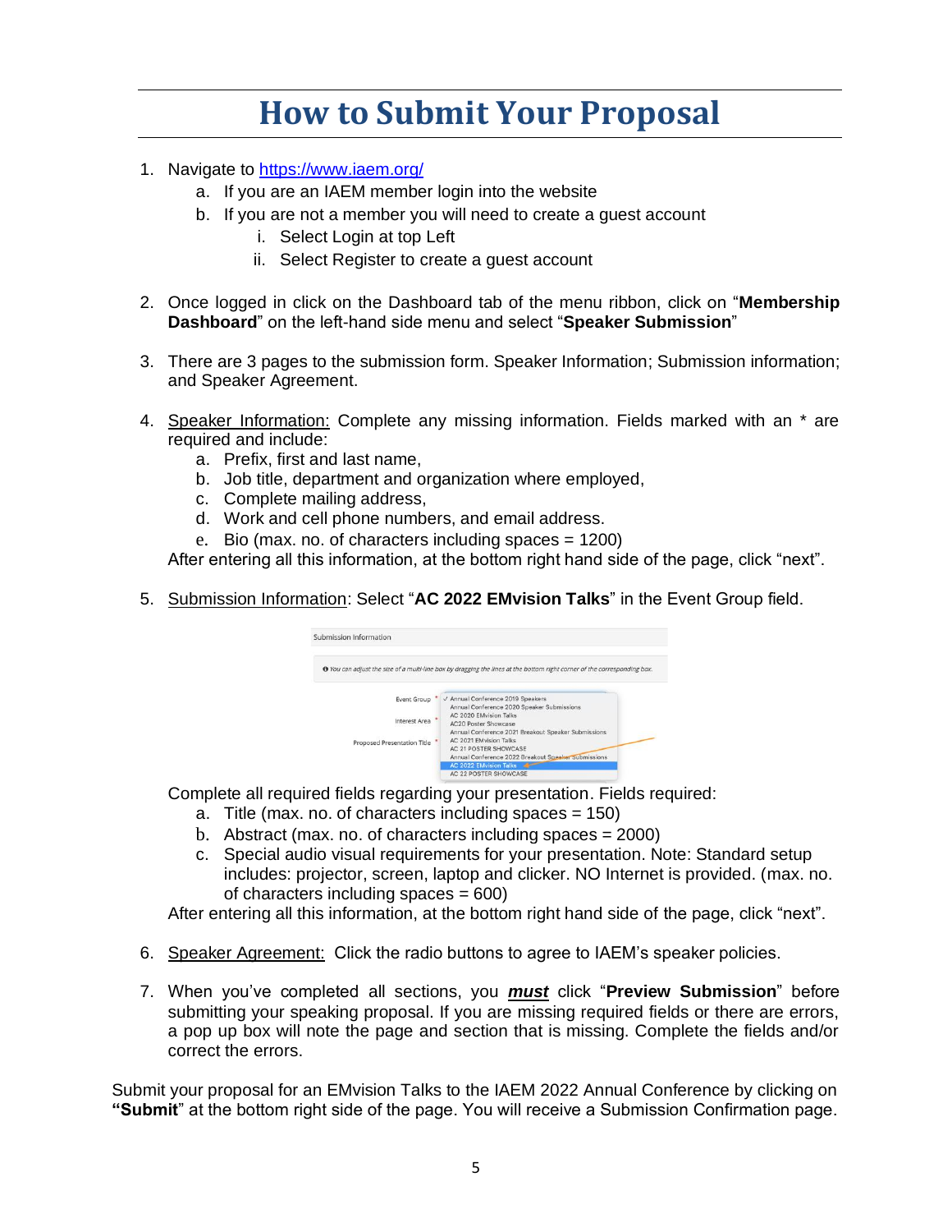# How to Submit Your Proposal

1. Navigate to https://www.iaem.org/
   a. If you are an IAEM member login into the website
   b. If you are not a member you will need to create a guest account
      i. Select Login at top Left
      ii. Select Register to create a guest account

2. Once logged in click on the Dashboard tab of the menu ribbon, click on "**Membership Dashboard**" on the left-hand side menu and select "**Speaker Submission**"

3. There are 3 pages to the submission form. Speaker Information; Submission information; and Speaker Agreement.

4. Speaker Information: Complete any missing information. Fields marked with an * are required and include:
   a. Prefix, first and last name,
   b. Job title, department and organization where employed,
   c. Complete mailing address,
   d. Work and cell phone numbers, and email address.
   e. Bio (max. no. of characters including spaces = 1200)

   After entering all this information, at the bottom right hand side of the page, click "next".

5. Submission Information: Select "**AC 2022 EMvision Talks**" in the Event Group field.

   Complete all required fields regarding your presentation. Fields required:
   a. Title (max. no. of characters including spaces = 150)
   b. Abstract (max. no. of characters including spaces = 2000)
   c. Special audio visual requirements for your presentation. Note: Standard setup includes: projector, screen, laptop and clicker. NO Internet is provided. (max. no. of characters including spaces = 600)

   After entering all this information, at the bottom right hand side of the page, click "next".

6. Speaker Agreement: Click the radio buttons to agree to IAEM's speaker policies.

7. When you've completed all sections, you ***must*** click "**Preview Submission**" before submitting your speaking proposal. If you are missing required fields or there are errors, a pop up box will note the page and section that is missing. Complete the fields and/or correct the errors.

Submit your proposal for an EMvision Talks to the IAEM 2022 Annual Conference by clicking on **"Submit"** at the bottom right side of the page. You will receive a Submission Confirmation page.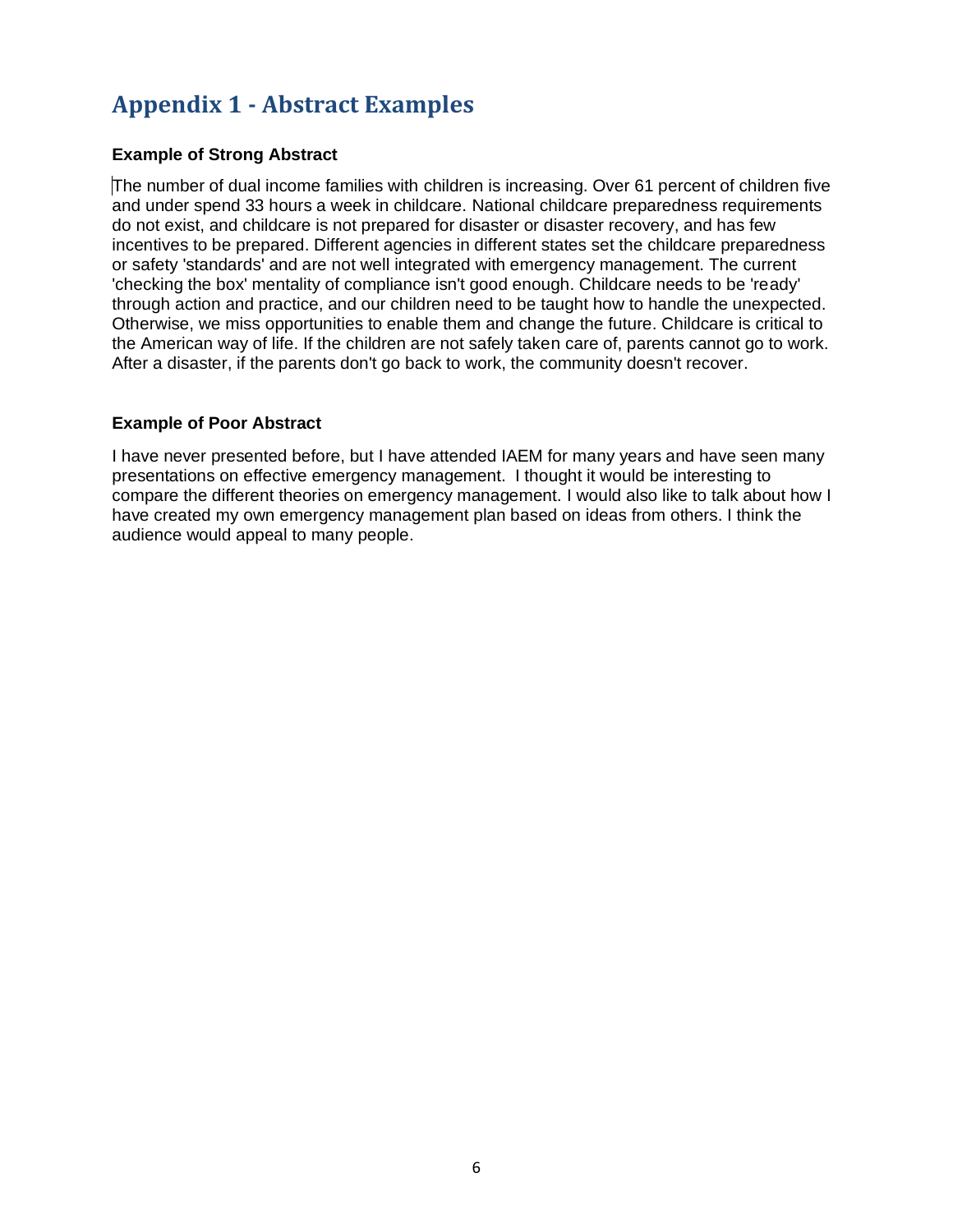# Appendix 1 - Abstract Examples

**Example of Strong Abstract**

The number of dual income families with children is increasing. Over 61 percent of children five and under spend 33 hours a week in childcare. National childcare preparedness requirements do not exist, and childcare is not prepared for disaster or disaster recovery, and has few incentives to be prepared. Different agencies in different states set the childcare preparedness or safety 'standards' and are not well integrated with emergency management. The current 'checking the box' mentality of compliance isn't good enough. Childcare needs to be 'ready' through action and practice, and our children need to be taught how to handle the unexpected. Otherwise, we miss opportunities to enable them and change the future. Childcare is critical to the American way of life. If the children are not safely taken care of, parents cannot go to work. After a disaster, if the parents don't go back to work, the community doesn't recover.

**Example of Poor Abstract**

I have never presented before, but I have attended IAEM for many years and have seen many presentations on effective emergency management. I thought it would be interesting to compare the different theories on emergency management. I would also like to talk about how I have created my own emergency management plan based on ideas from others. I think the audience would appeal to many people.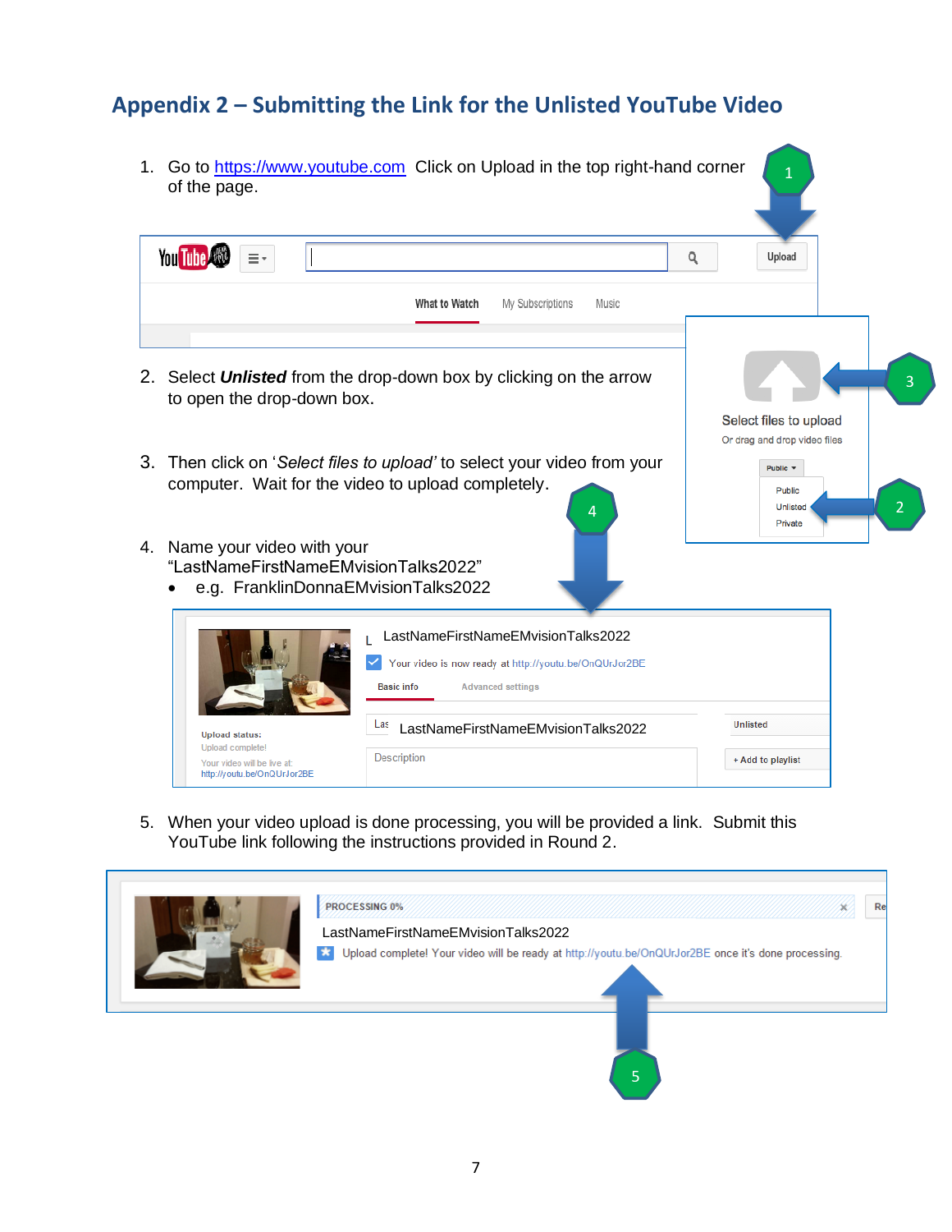## Appendix 2 – Submitting the Link for the Unlisted YouTube Video

1. Go to https://www.youtube.com Click on Upload in the top right-hand corner of the page.

2. Select ***Unlisted*** from the drop-down box by clicking on the arrow to open the drop-down box.

3. Then click on '*Select files to upload*' to select your video from your computer. Wait for the video to upload completely.

4. Name your video with your "LastNameFirstNameEMvisionTalks2022"
   - e.g. FranklinDonnaEMvisionTalks2022

5. When your video upload is done processing, you will be provided a link. Submit this YouTube link following the instructions provided in Round 2.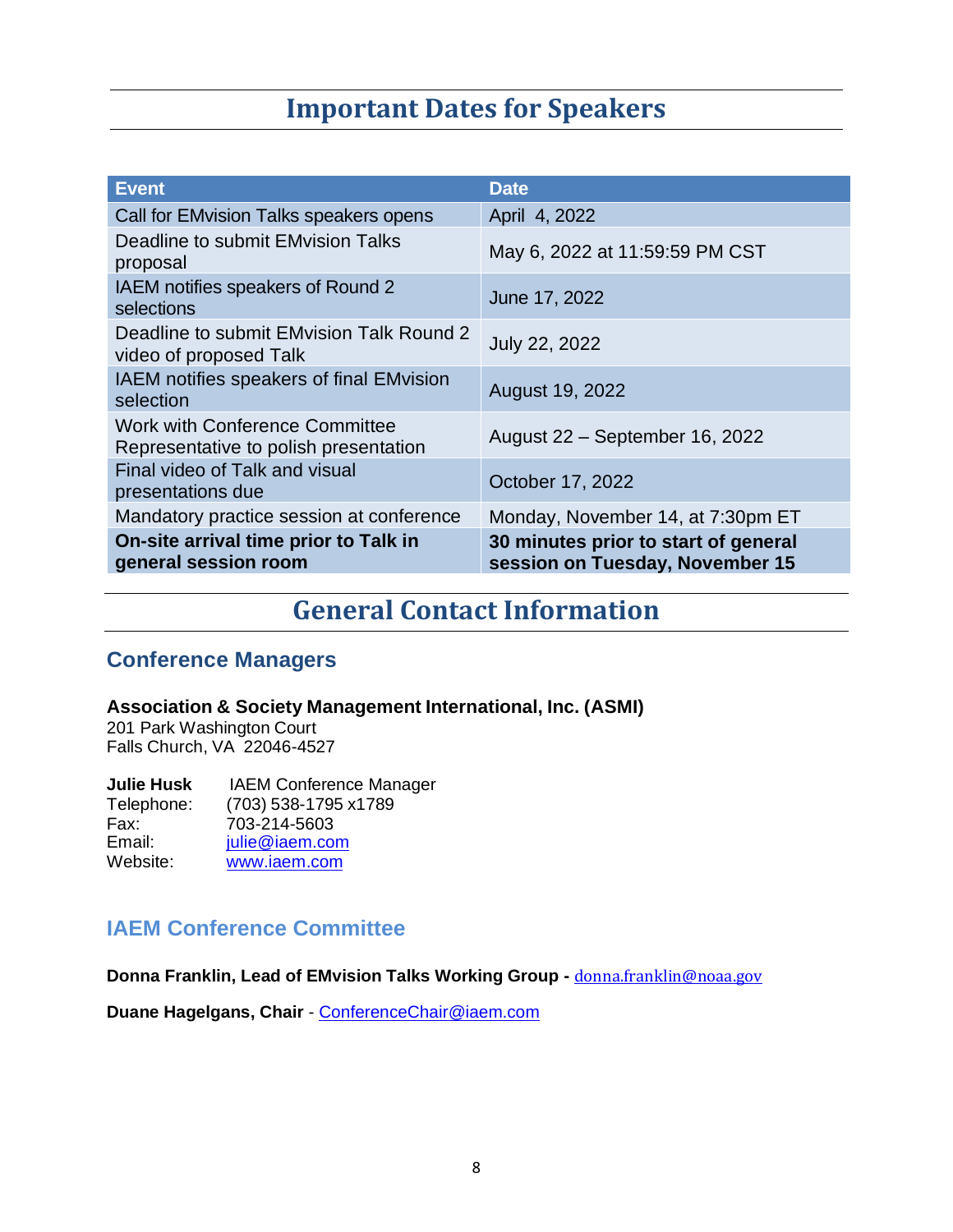# Important Dates for Speakers

| Event | Date |
| --- | --- |
| Call for EMvision Talks speakers opens | April 4, 2022 |
| Deadline to submit EMvision Talks proposal | May 6, 2022 at 11:59:59 PM CST |
| IAEM notifies speakers of Round 2 selections | June 17, 2022 |
| Deadline to submit EMvision Talk Round 2 video of proposed Talk | July 22, 2022 |
| IAEM notifies speakers of final EMvision selection | August 19, 2022 |
| Work with Conference Committee Representative to polish presentation | August 22 – September 16, 2022 |
| Final video of Talk and visual presentations due | October 17, 2022 |
| Mandatory practice session at conference | Monday, November 14, at 7:30pm ET |
| **On-site arrival time prior to Talk in general session room** | **30 minutes prior to start of general session on Tuesday, November 15** |

# General Contact Information

## Conference Managers

**Association & Society Management International, Inc. (ASMI)**
201 Park Washington Court
Falls Church, VA 22046-4527

**Julie Husk** IAEM Conference Manager
Telephone: (703) 538-1795 x1789
Fax: 703-214-5603
Email: julie@iaem.com
Website: www.iaem.com

## IAEM Conference Committee

**Donna Franklin, Lead of EMvision Talks Working Group -** donna.franklin@noaa.gov

**Duane Hagelgans, Chair** - ConferenceChair@iaem.com